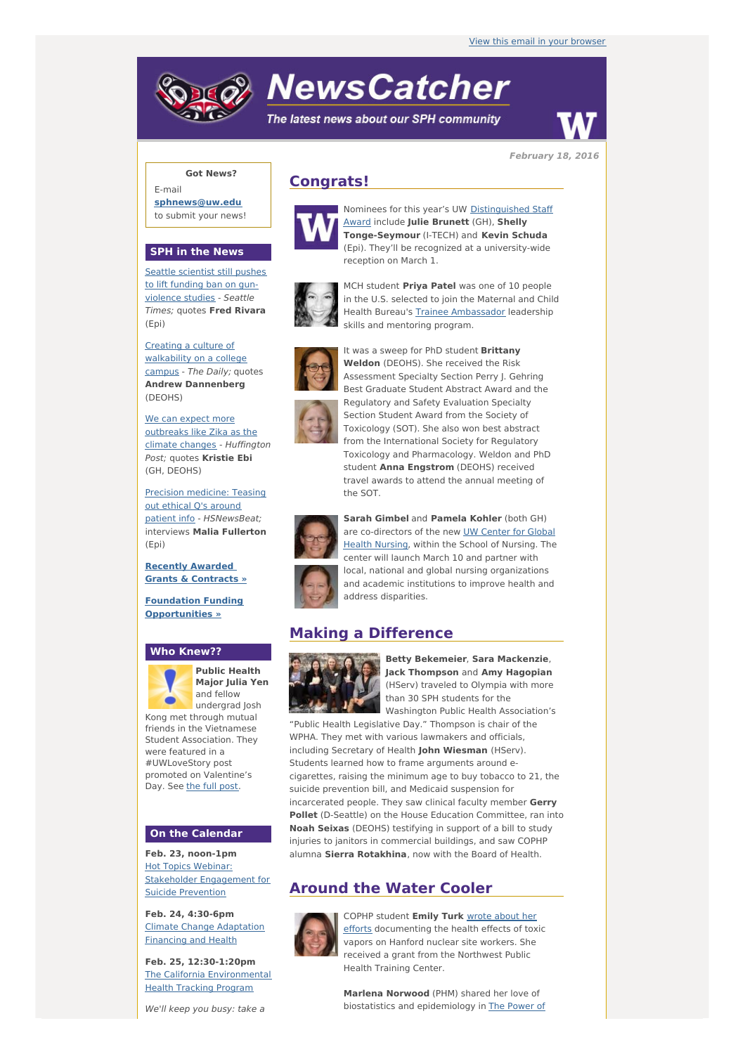View this email in your browser

# NewsCatcher

*The latest news about our SPH community*

**February 18, 2016**

**Got News?**

E-mail **sphnews@uw.edu** to submit your news!

## SPH in the News

Seattle scientist still pushes to lift funding ban on gun-violence studies - *Seattle Times;* quotes **Fred Rivara** (Epi)

Creating a culture of walkability on a college campus - *The Daily;* quotes **Andrew Dannenberg** (DEOHS)

We can expect more outbreaks like Zika as the climate changes - *Huffington Post;* quotes **Kristie Ebi** (GH, DEOHS)

Precision medicine: Teasing out ethical Q's around patient info - *HSNewsBeat;* interviews **Malia Fullerton** (Epi)

**Recently Awarded Grants & Contracts »**

**Foundation Funding Opportunities »**

## Who Knew??

**Public Health Major Julia Yen** and fellow undergrad Josh Kong met through mutual friends in the Vietnamese Student Association. They were featured in a #UWLoveStory post promoted on Valentine's Day. See the full post.

## On the Calendar

**Feb. 23, noon-1pm**
Hot Topics Webinar: Stakeholder Engagement for Suicide Prevention

**Feb. 24, 4:30-6pm**
Climate Change Adaptation Financing and Health

**Feb. 25, 12:30-1:20pm**
The California Environmental Health Tracking Program

*We'll keep you busy: take a*

## Congrats!

Nominees for this year's UW Distinguished Staff Award include **Julie Brunett** (GH), **Shelly Tonge-Seymour** (I-TECH) and **Kevin Schuda** (Epi). They'll be recognized at a university-wide reception on March 1.

MCH student **Priya Patel** was one of 10 people in the U.S. selected to join the Maternal and Child Health Bureau's Trainee Ambassador leadership skills and mentoring program.

It was a sweep for PhD student **Brittany Weldon** (DEOHS). She received the Risk Assessment Specialty Section Perry J. Gehring Best Graduate Student Abstract Award and the Regulatory and Safety Evaluation Specialty Section Student Award from the Society of Toxicology (SOT). She also won best abstract from the International Society for Regulatory Toxicology and Pharmacology. Weldon and PhD student **Anna Engstrom** (DEOHS) received travel awards to attend the annual meeting of the SOT.

**Sarah Gimbel** and **Pamela Kohler** (both GH) are co-directors of the new UW Center for Global Health Nursing, within the School of Nursing. The center will launch March 10 and partner with local, national and global nursing organizations and academic institutions to improve health and address disparities.

## Making a Difference

**Betty Bekemeier**, **Sara Mackenzie**, **Jack Thompson** and **Amy Hagopian** (HServ) traveled to Olympia with more than 30 SPH students for the Washington Public Health Association's "Public Health Legislative Day." Thompson is chair of the WPHA. They met with various lawmakers and officials, including Secretary of Health **John Wiesman** (HServ). Students learned how to frame arguments around e-cigarettes, raising the minimum age to buy tobacco to 21, the suicide prevention bill, and Medicaid suspension for incarcerated people. They saw clinical faculty member **Gerry Pollet** (D-Seattle) on the House Education Committee, ran into **Noah Seixas** (DEOHS) testifying in support of a bill to study injuries to janitors in commercial buildings, and saw COPHP alumna **Sierra Rotakhina**, now with the Board of Health.

## Around the Water Cooler

COPHP student **Emily Turk** wrote about her efforts documenting the health effects of toxic vapors on Hanford nuclear site workers. She received a grant from the Northwest Public Health Training Center.

**Marlena Norwood** (PHM) shared her love of biostatistics and epidemiology in The Power of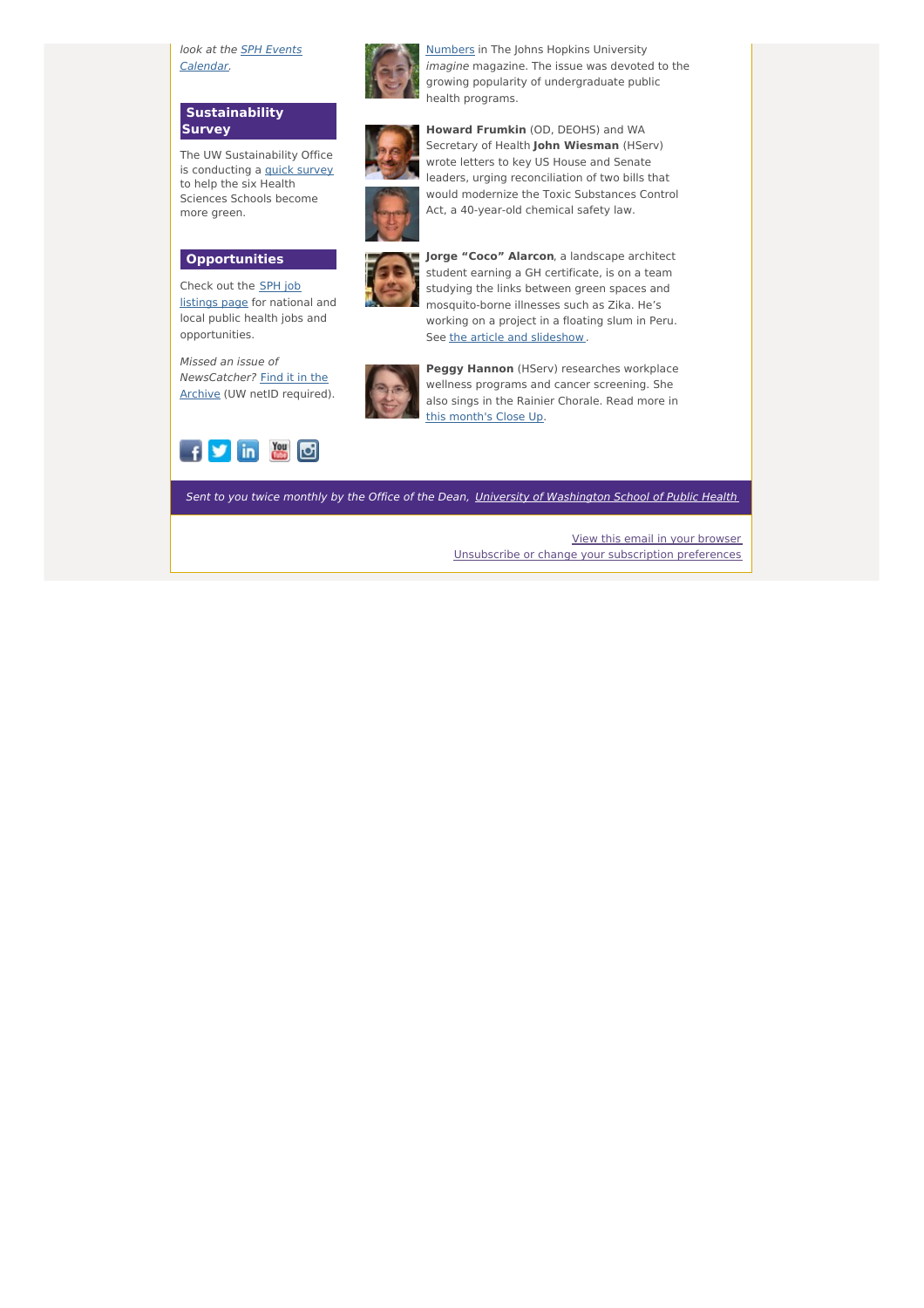*look at the SPH Events Calendar.*

## Sustainability Survey

The UW Sustainability Office is conducting a quick survey to help the six Health Sciences Schools become more green.

## Opportunities

Check out the SPH job listings page for national and local public health jobs and opportunities.

*Missed an issue of NewsCatcher?* Find it in the Archive (UW netID required).

Numbers in The Johns Hopkins University *imagine* magazine. The issue was devoted to the growing popularity of undergraduate public health programs.

**Howard Frumkin** (OD, DEOHS) and WA Secretary of Health **John Wiesman** (HServ) wrote letters to key US House and Senate leaders, urging reconciliation of two bills that would modernize the Toxic Substances Control Act, a 40-year-old chemical safety law.

**Jorge "Coco" Alarcon**, a landscape architect student earning a GH certificate, is on a team studying the links between green spaces and mosquito-borne illnesses such as Zika. He's working on a project in a floating slum in Peru. See the article and slideshow.

**Peggy Hannon** (HServ) researches workplace wellness programs and cancer screening. She also sings in the Rainier Chorale. Read more in this month's Close Up.

*Sent to you twice monthly by the Office of the Dean, University of Washington School of Public Health*

View this email in your browser
Unsubscribe or change your subscription preferences